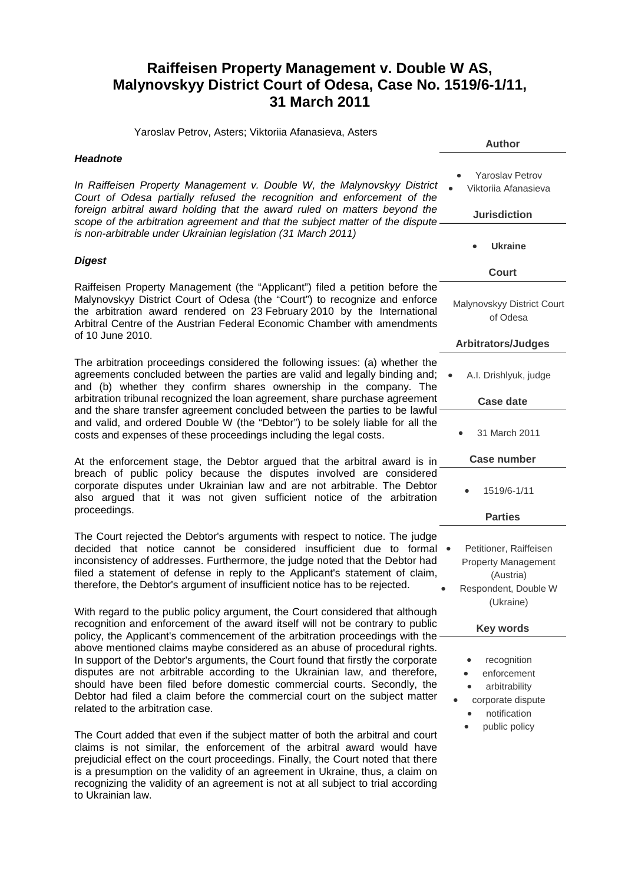# Raiffeisen Property Management v. Double W AS, Malynovskyy District Court of Odesa, Case No. 1519/6-1/11, 31 March 2011

Yaroslav Petrov, Asters; Viktoriia Afanasieva, Asters

**Author**

- Yaroslav Petrov
- Viktoriia Afanasieva

**Jurisdiction**

- **Ukraine**

**Court**

Malynovskyy District Court of Odesa

**Arbitrators/Judges**

- A.I. Drishlyuk, judge

**Case date**

- 31 March 2011

**Case number**

- 1519/6-1/11

**Parties**

- Petitioner, Raiffeisen Property Management (Austria)
- Respondent, Double W (Ukraine)

**Key words**

- recognition
- enforcement
- arbitrability
- corporate dispute
- notification
- public policy

### *Headnote*

*In Raiffeisen Property Management v. Double W, the Malynovskyy District Court of Odesa partially refused the recognition and enforcement of the foreign arbitral award holding that the award ruled on matters beyond the scope of the arbitration agreement and that the subject matter of the dispute is non-arbitrable under Ukrainian legislation (31 March 2011)*

### *Digest*

Raiffeisen Property Management (the "Applicant") filed a petition before the Malynovskyy District Court of Odesa (the "Court") to recognize and enforce the arbitration award rendered on 23 February 2010 by the International Arbitral Centre of the Austrian Federal Economic Chamber with amendments of 10 June 2010.

The arbitration proceedings considered the following issues: (a) whether the agreements concluded between the parties are valid and legally binding and; and (b) whether they confirm shares ownership in the company. The arbitration tribunal recognized the loan agreement, share purchase agreement and the share transfer agreement concluded between the parties to be lawful and valid, and ordered Double W (the "Debtor") to be solely liable for all the costs and expenses of these proceedings including the legal costs.

At the enforcement stage, the Debtor argued that the arbitral award is in breach of public policy because the disputes involved are considered corporate disputes under Ukrainian law and are not arbitrable. The Debtor also argued that it was not given sufficient notice of the arbitration proceedings.

The Court rejected the Debtor's arguments with respect to notice. The judge decided that notice cannot be considered insufficient due to formal inconsistency of addresses. Furthermore, the judge noted that the Debtor had filed a statement of defense in reply to the Applicant's statement of claim, therefore, the Debtor's argument of insufficient notice has to be rejected.

With regard to the public policy argument, the Court considered that although recognition and enforcement of the award itself will not be contrary to public policy, the Applicant's commencement of the arbitration proceedings with the above mentioned claims maybe considered as an abuse of procedural rights. In support of the Debtor's arguments, the Court found that firstly the corporate disputes are not arbitrable according to the Ukrainian law, and therefore, should have been filed before domestic commercial courts. Secondly, the Debtor had filed a claim before the commercial court on the subject matter related to the arbitration case.

The Court added that even if the subject matter of both the arbitral and court claims is not similar, the enforcement of the arbitral award would have prejudicial effect on the court proceedings. Finally, the Court noted that there is a presumption on the validity of an agreement in Ukraine, thus, a claim on recognizing the validity of an agreement is not at all subject to trial according to Ukrainian law.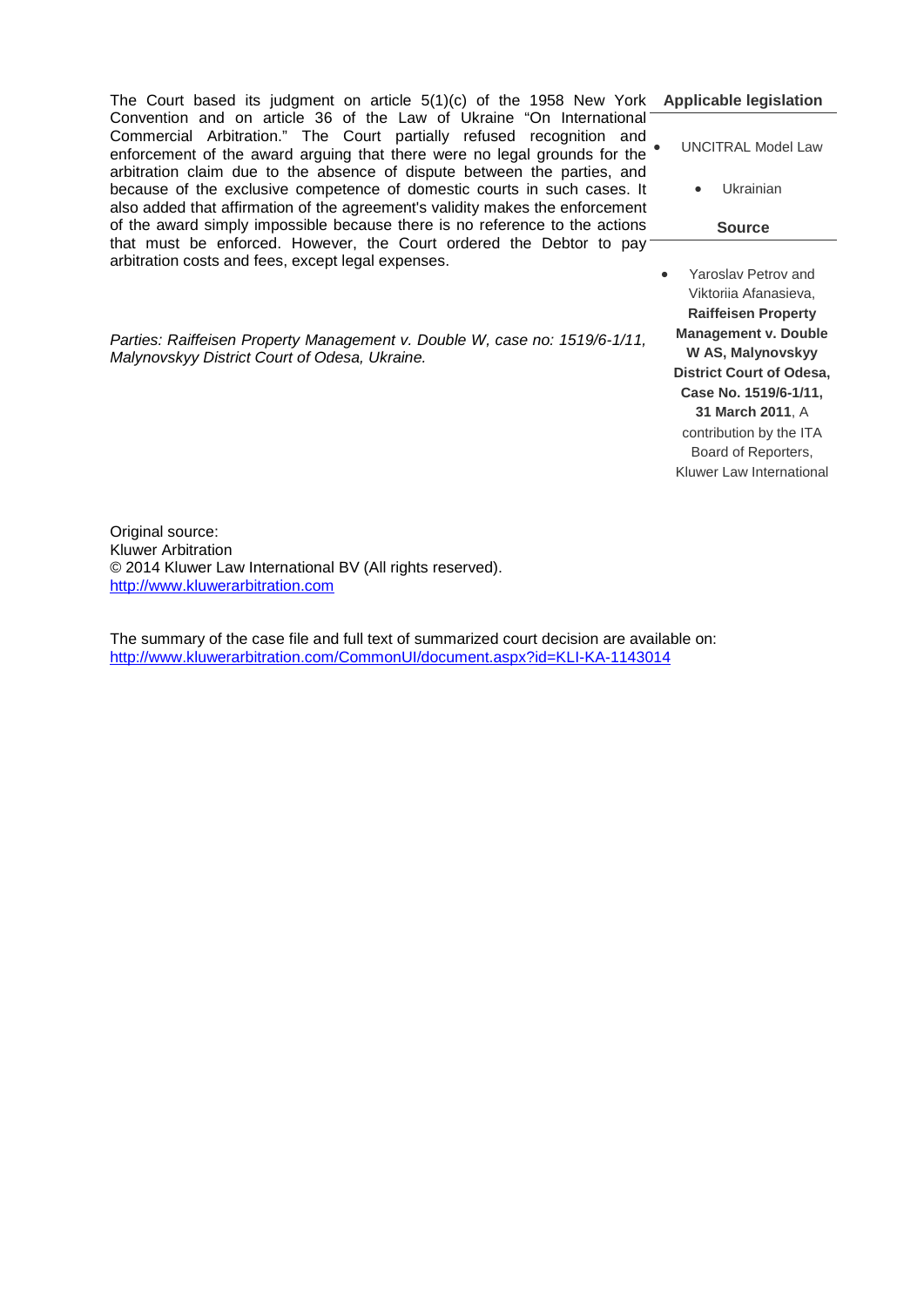The Court based its judgment on article 5(1)(c) of the 1958 New York Convention and on article 36 of the Law of Ukraine "On International Commercial Arbitration." The Court partially refused recognition and enforcement of the award arguing that there were no legal grounds for the arbitration claim due to the absence of dispute between the parties, and because of the exclusive competence of domestic courts in such cases. It also added that affirmation of the agreement's validity makes the enforcement of the award simply impossible because there is no reference to the actions that must be enforced. However, the Court ordered the Debtor to pay arbitration costs and fees, except legal expenses.

*Parties: Raiffeisen Property Management v. Double W, case no: 1519/6-1/11, Malynovskyy District Court of Odesa, Ukraine.*

**Applicable legislation**

- UNCITRAL Model Law
  - Ukrainian

**Source**

- Yaroslav Petrov and Viktoriia Afanasieva, **Raiffeisen Property Management v. Double W AS, Malynovskyy District Court of Odesa, Case No. 1519/6-1/11, 31 March 2011**, A contribution by the ITA Board of Reporters, Kluwer Law International

Original source:
Kluwer Arbitration
© 2014 Kluwer Law International BV (All rights reserved).
http://www.kluwerarbitration.com

The summary of the case file and full text of summarized court decision are available on:
http://www.kluwerarbitration.com/CommonUI/document.aspx?id=KLI-KA-1143014